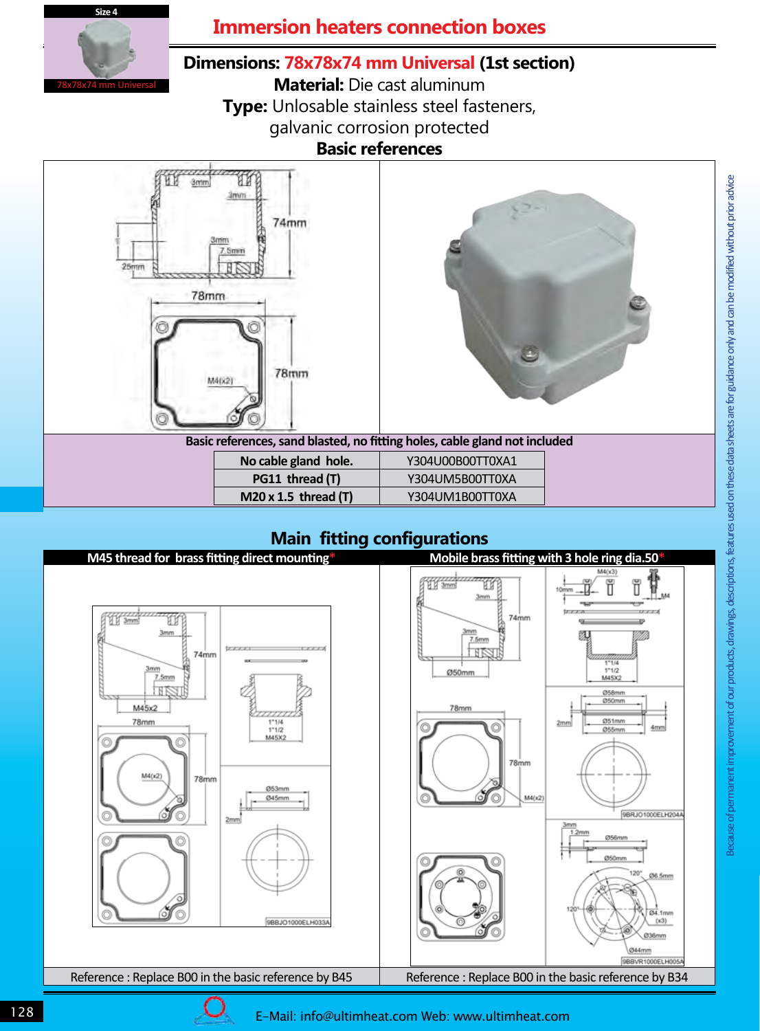Size 4

78x78x74 mm Universal

# Immersion heaters connection boxes

**Dimensions: 78x78x74 mm Universal (1st section)**
**Material:** Die cast aluminum
**Type:** Unlosable stainless steel fasteners, galvanic corrosion protected

## Basic references

**Basic references, sand blasted, no fitting holes, cable gland not included**

| | |
|---|---|
| **No cable gland hole.** | Y304U00B00TT0XA1 |
| **PG11 thread (T)** | Y304UM5B00TT0XA |
| **M20 x 1.5 thread (T)** | Y304UM1B00TT0XA |

## Main fitting configurations

**M45 thread for brass fitting direct mounting***

Reference : Replace B00 in the basic reference by B45

**Mobile brass fitting with 3 hole ring dia.50***

Reference : Replace B00 in the basic reference by B34

Because of permanent improvement of our products, drawings, descriptions, features used on these data sheets are for guidance only and can be modified without prior advice

E-Mail: info@ultimheat.com Web: www.ultimheat.com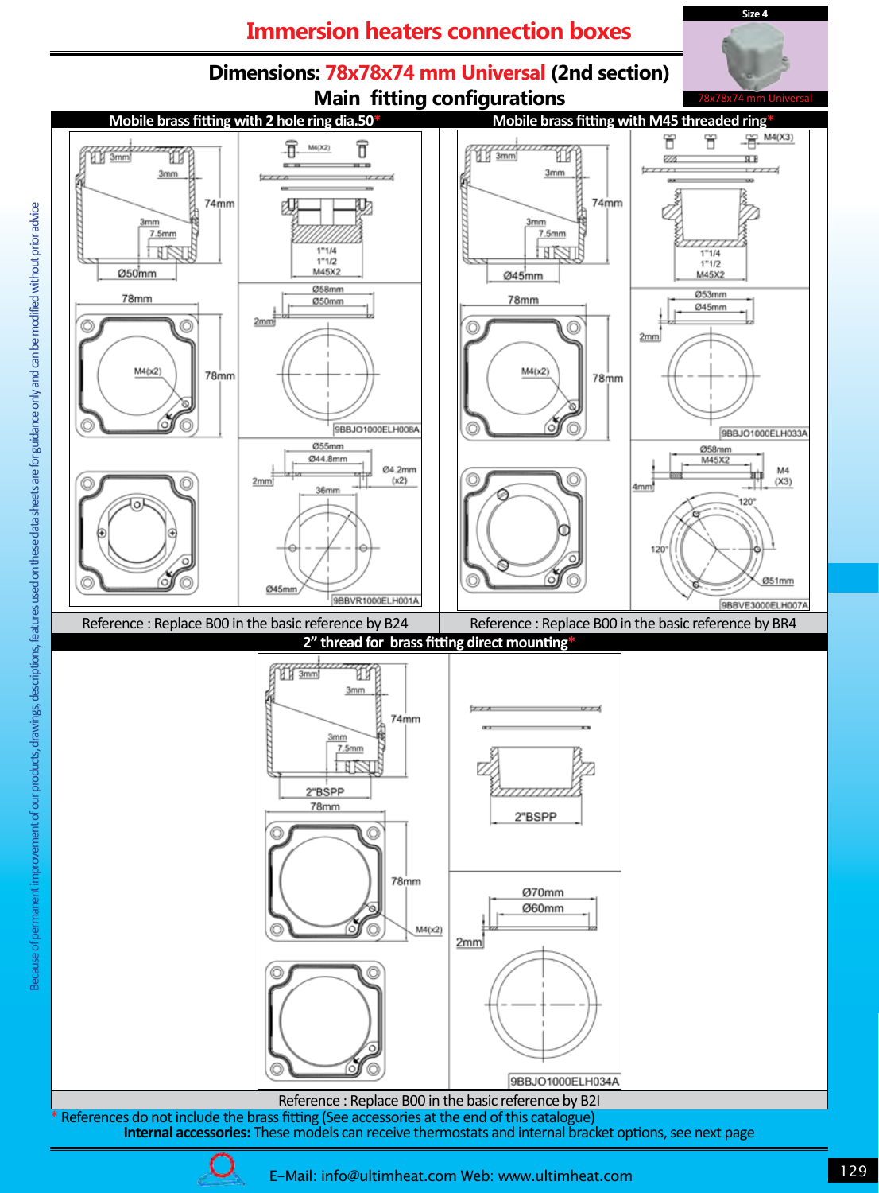# Immersion heaters connection boxes

Size 4

78x78x74 mm Universal

## Dimensions: 78x78x74 mm Universal (2nd section)

## Main fitting configurations

### Mobile brass fitting with 2 hole ring dia.50*

3mm
3mm
74mm
3mm
7.5mm
Ø50mm
78mm
M4(x2)
78mm

M4(X2)
1"1/4
1"1/2
M45X2

Ø58mm
Ø50mm
2mm
9BBJO1000ELH008A

Ø55mm
Ø44.8mm
Ø4.2mm (x2)
2mm
36mm
Ø45mm
9BBVR1000ELH001A

Reference : Replace B00 in the basic reference by B24

### Mobile brass fitting with M45 threaded ring*

3mm
3mm
74mm
3mm
7.5mm
Ø45mm
78mm
M4(x2)
78mm

M4(X3)
1"1/4
1"1/2
M45X2

Ø53mm
Ø45mm
2mm
9BBJO1000ELH033A

Ø58mm
M45X2
M4 (X3)
4mm
120°
120°
Ø51mm
9BBVE3000ELH007A

Reference : Replace B00 in the basic reference by BR4

### 2" thread for brass fitting direct mounting*

3mm
3mm
74mm
3mm
7.5mm
2"BSPP
78mm
78mm
M4(x2)

2"BSPP

Ø70mm
Ø60mm
2mm
9BBJO1000ELH034A

Reference : Replace B00 in the basic reference by B2I

\* References do not include the brass fitting (See accessories at the end of this catalogue)

**Internal accessories:** These models can receive thermostats and internal bracket options, see next page

Because of permanent improvement of our products, drawings, descriptions, features used on these data sheets are for guidance only and can be modified without prior advice

E-Mail: info@ultimheat.com Web: www.ultimheat.com